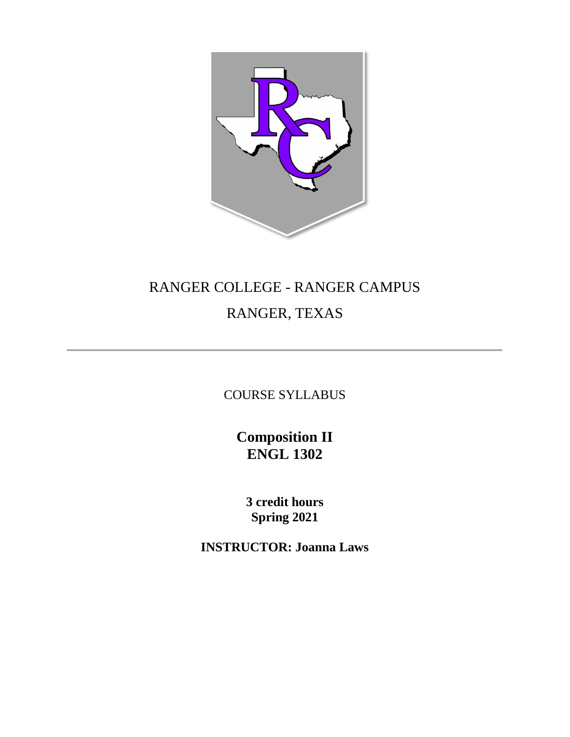RANGER COLLEGE - RANGER CAMPUS

RANGER, TEXAS

---

COURSE SYLLABUS

# Composition II
# ENGL 1302

**3 credit hours**
**Spring 2021**

**INSTRUCTOR: Joanna Laws**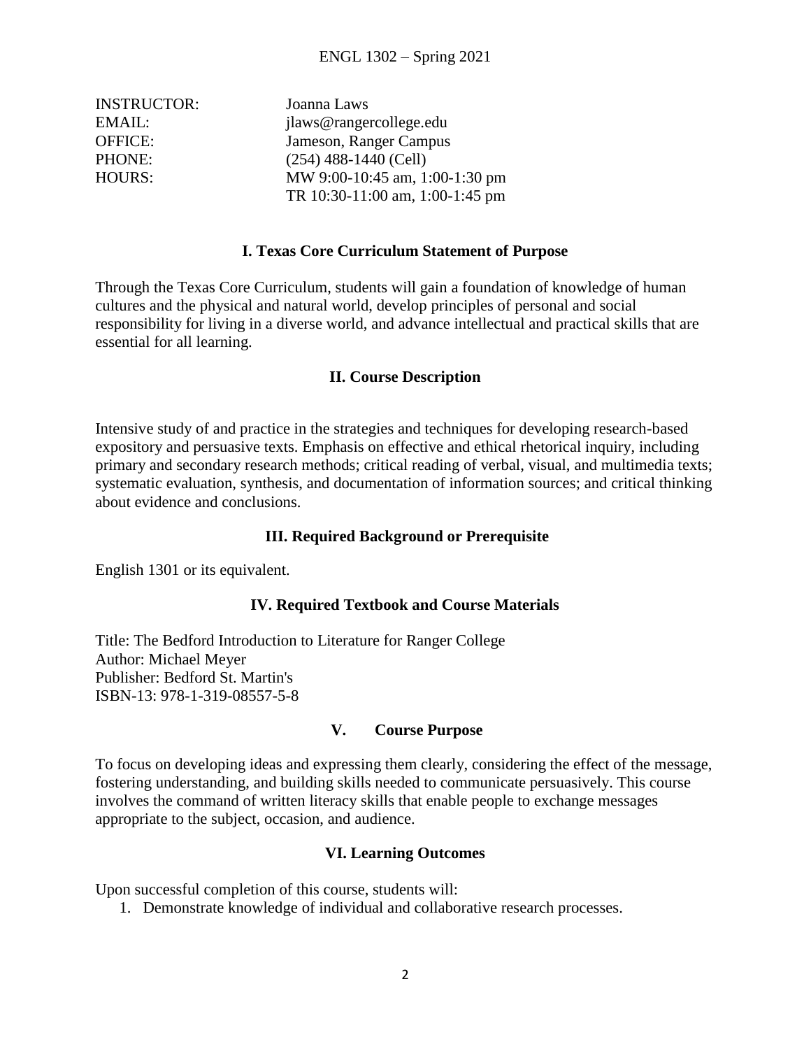ENGL 1302 – Spring 2021

| | |
|---|---|
| INSTRUCTOR: | Joanna Laws |
| EMAIL: | jlaws@rangercollege.edu |
| OFFICE: | Jameson, Ranger Campus |
| PHONE: | (254) 488-1440 (Cell) |
| HOURS: | MW 9:00-10:45 am, 1:00-1:30 pm<br>TR 10:30-11:00 am, 1:00-1:45 pm |

## I. Texas Core Curriculum Statement of Purpose

Through the Texas Core Curriculum, students will gain a foundation of knowledge of human cultures and the physical and natural world, develop principles of personal and social responsibility for living in a diverse world, and advance intellectual and practical skills that are essential for all learning.

## II. Course Description

Intensive study of and practice in the strategies and techniques for developing research-based expository and persuasive texts. Emphasis on effective and ethical rhetorical inquiry, including primary and secondary research methods; critical reading of verbal, visual, and multimedia texts; systematic evaluation, synthesis, and documentation of information sources; and critical thinking about evidence and conclusions.

## III. Required Background or Prerequisite

English 1301 or its equivalent.

## IV. Required Textbook and Course Materials

Title: The Bedford Introduction to Literature for Ranger College
Author: Michael Meyer
Publisher: Bedford St. Martin's
ISBN-13: 978-1-319-08557-5-8

## V. Course Purpose

To focus on developing ideas and expressing them clearly, considering the effect of the message, fostering understanding, and building skills needed to communicate persuasively. This course involves the command of written literacy skills that enable people to exchange messages appropriate to the subject, occasion, and audience.

## VI. Learning Outcomes

Upon successful completion of this course, students will:

1. Demonstrate knowledge of individual and collaborative research processes.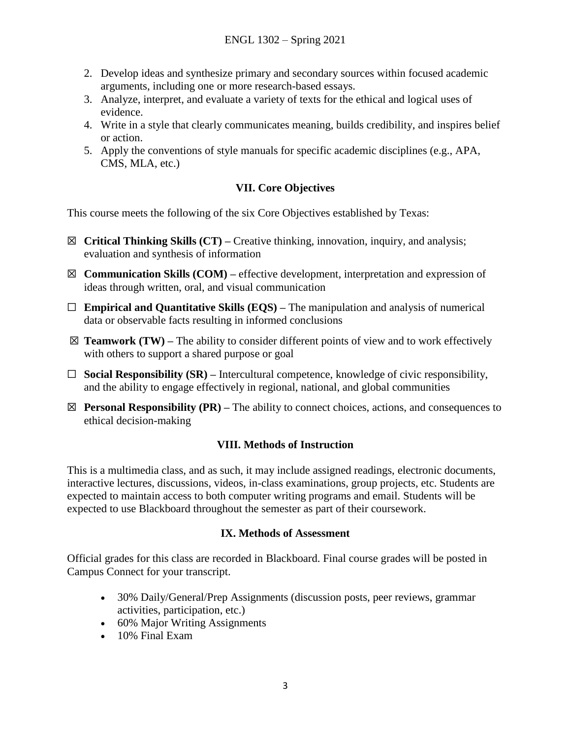2. Develop ideas and synthesize primary and secondary sources within focused academic arguments, including one or more research-based essays.
3. Analyze, interpret, and evaluate a variety of texts for the ethical and logical uses of evidence.
4. Write in a style that clearly communicates meaning, builds credibility, and inspires belief or action.
5. Apply the conventions of style manuals for specific academic disciplines (e.g., APA, CMS, MLA, etc.)

## VII. Core Objectives

This course meets the following of the six Core Objectives established by Texas:

☒ **Critical Thinking Skills (CT) –** Creative thinking, innovation, inquiry, and analysis; evaluation and synthesis of information

☒ **Communication Skills (COM) –** effective development, interpretation and expression of ideas through written, oral, and visual communication

☐ **Empirical and Quantitative Skills (EQS) –** The manipulation and analysis of numerical data or observable facts resulting in informed conclusions

☒ **Teamwork (TW) –** The ability to consider different points of view and to work effectively with others to support a shared purpose or goal

☐ **Social Responsibility (SR) –** Intercultural competence, knowledge of civic responsibility, and the ability to engage effectively in regional, national, and global communities

☒ **Personal Responsibility (PR) –** The ability to connect choices, actions, and consequences to ethical decision-making

## VIII. Methods of Instruction

This is a multimedia class, and as such, it may include assigned readings, electronic documents, interactive lectures, discussions, videos, in-class examinations, group projects, etc. Students are expected to maintain access to both computer writing programs and email. Students will be expected to use Blackboard throughout the semester as part of their coursework.

## IX. Methods of Assessment

Official grades for this class are recorded in Blackboard. Final course grades will be posted in Campus Connect for your transcript.

- 30% Daily/General/Prep Assignments (discussion posts, peer reviews, grammar activities, participation, etc.)
- 60% Major Writing Assignments
- 10% Final Exam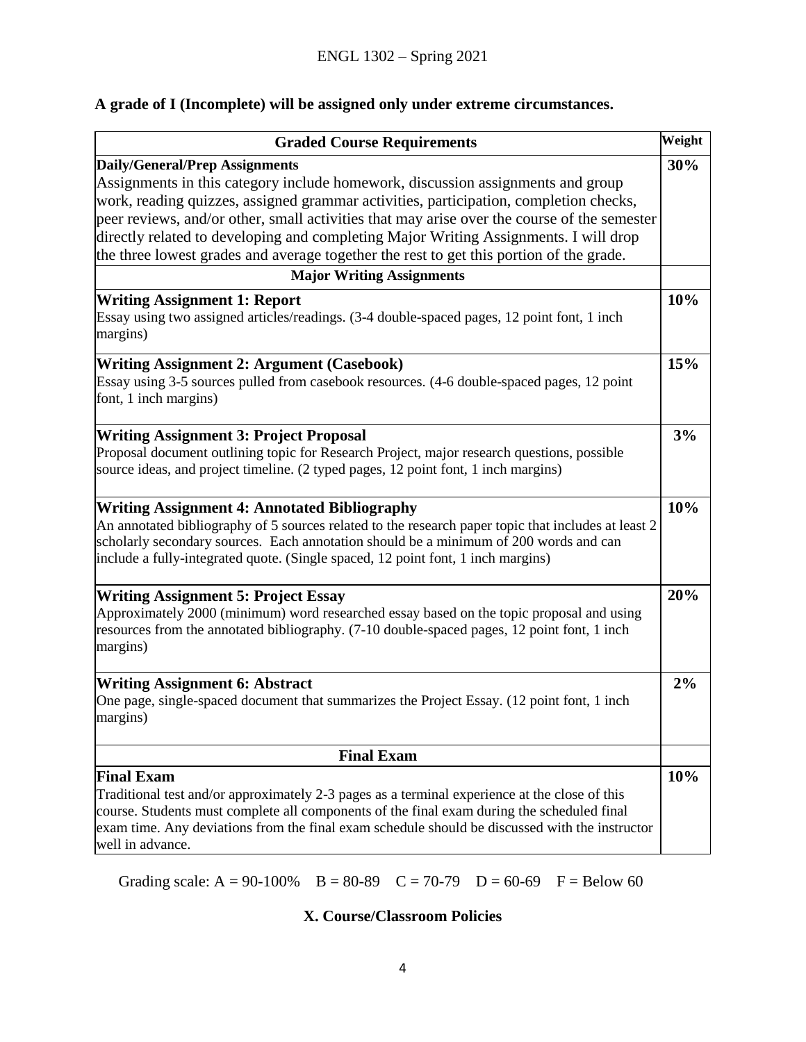**A grade of I (Incomplete) will be assigned only under extreme circumstances.**

| Graded Course Requirements | Weight |
| --- | --- |
| **Daily/General/Prep Assignments**<br>Assignments in this category include homework, discussion assignments and group work, reading quizzes, assigned grammar activities, participation, completion checks, peer reviews, and/or other, small activities that may arise over the course of the semester directly related to developing and completing Major Writing Assignments. I will drop the three lowest grades and average together the rest to get this portion of the grade. | **30%** |
| **Major Writing Assignments** | |
| **Writing Assignment 1: Report**<br>Essay using two assigned articles/readings. (3-4 double-spaced pages, 12 point font, 1 inch margins) | **10%** |
| **Writing Assignment 2: Argument (Casebook)**<br>Essay using 3-5 sources pulled from casebook resources. (4-6 double-spaced pages, 12 point font, 1 inch margins) | **15%** |
| **Writing Assignment 3: Project Proposal**<br>Proposal document outlining topic for Research Project, major research questions, possible source ideas, and project timeline. (2 typed pages, 12 point font, 1 inch margins) | **3%** |
| **Writing Assignment 4: Annotated Bibliography**<br>An annotated bibliography of 5 sources related to the research paper topic that includes at least 2 scholarly secondary sources. Each annotation should be a minimum of 200 words and can include a fully-integrated quote. (Single spaced, 12 point font, 1 inch margins) | **10%** |
| **Writing Assignment 5: Project Essay**<br>Approximately 2000 (minimum) word researched essay based on the topic proposal and using resources from the annotated bibliography. (7-10 double-spaced pages, 12 point font, 1 inch margins) | **20%** |
| **Writing Assignment 6: Abstract**<br>One page, single-spaced document that summarizes the Project Essay. (12 point font, 1 inch margins) | **2%** |
| **Final Exam** | |
| **Final Exam**<br>Traditional test and/or approximately 2-3 pages as a terminal experience at the close of this course. Students must complete all components of the final exam during the scheduled final exam time. Any deviations from the final exam schedule should be discussed with the instructor well in advance. | **10%** |

Grading scale: A = 90-100% B = 80-89 C = 70-79 D = 60-69 F = Below 60

## X. Course/Classroom Policies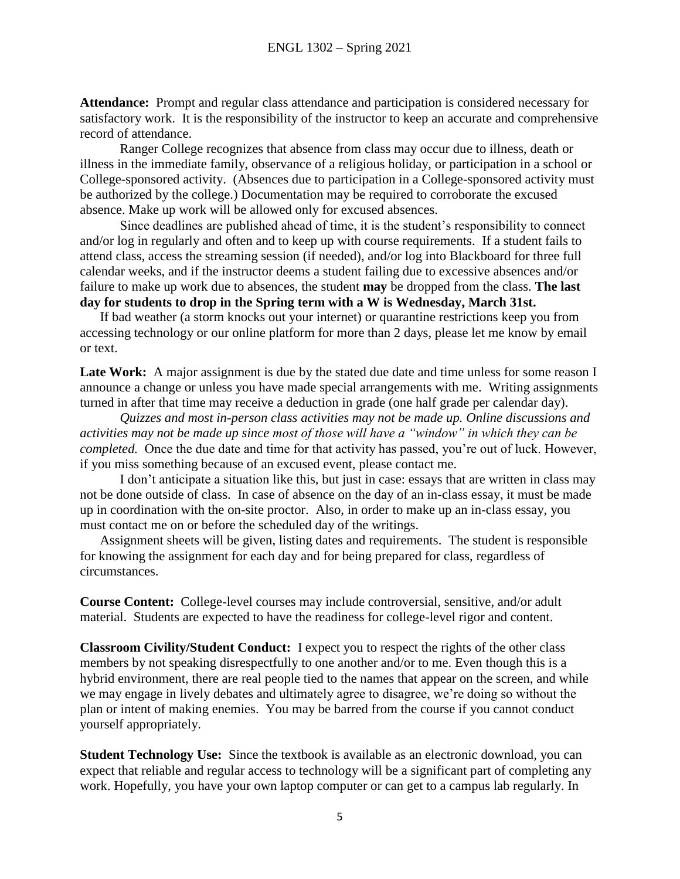**Attendance:** Prompt and regular class attendance and participation is considered necessary for satisfactory work. It is the responsibility of the instructor to keep an accurate and comprehensive record of attendance.

Ranger College recognizes that absence from class may occur due to illness, death or illness in the immediate family, observance of a religious holiday, or participation in a school or College-sponsored activity. (Absences due to participation in a College-sponsored activity must be authorized by the college.) Documentation may be required to corroborate the excused absence. Make up work will be allowed only for excused absences.

Since deadlines are published ahead of time, it is the student's responsibility to connect and/or log in regularly and often and to keep up with course requirements. If a student fails to attend class, access the streaming session (if needed), and/or log into Blackboard for three full calendar weeks, and if the instructor deems a student failing due to excessive absences and/or failure to make up work due to absences, the student **may** be dropped from the class. **The last day for students to drop in the Spring term with a W is Wednesday, March 31st.**

If bad weather (a storm knocks out your internet) or quarantine restrictions keep you from accessing technology or our online platform for more than 2 days, please let me know by email or text.

**Late Work:** A major assignment is due by the stated due date and time unless for some reason I announce a change or unless you have made special arrangements with me. Writing assignments turned in after that time may receive a deduction in grade (one half grade per calendar day).

*Quizzes and most in-person class activities may not be made up. Online discussions and activities may not be made up since most of those will have a "window" in which they can be completed.* Once the due date and time for that activity has passed, you're out of luck. However, if you miss something because of an excused event, please contact me.

I don't anticipate a situation like this, but just in case: essays that are written in class may not be done outside of class. In case of absence on the day of an in-class essay, it must be made up in coordination with the on-site proctor. Also, in order to make up an in-class essay, you must contact me on or before the scheduled day of the writings.

Assignment sheets will be given, listing dates and requirements. The student is responsible for knowing the assignment for each day and for being prepared for class, regardless of circumstances.

**Course Content:** College-level courses may include controversial, sensitive, and/or adult material. Students are expected to have the readiness for college-level rigor and content.

**Classroom Civility/Student Conduct:** I expect you to respect the rights of the other class members by not speaking disrespectfully to one another and/or to me. Even though this is a hybrid environment, there are real people tied to the names that appear on the screen, and while we may engage in lively debates and ultimately agree to disagree, we're doing so without the plan or intent of making enemies. You may be barred from the course if you cannot conduct yourself appropriately.

**Student Technology Use:** Since the textbook is available as an electronic download, you can expect that reliable and regular access to technology will be a significant part of completing any work. Hopefully, you have your own laptop computer or can get to a campus lab regularly. In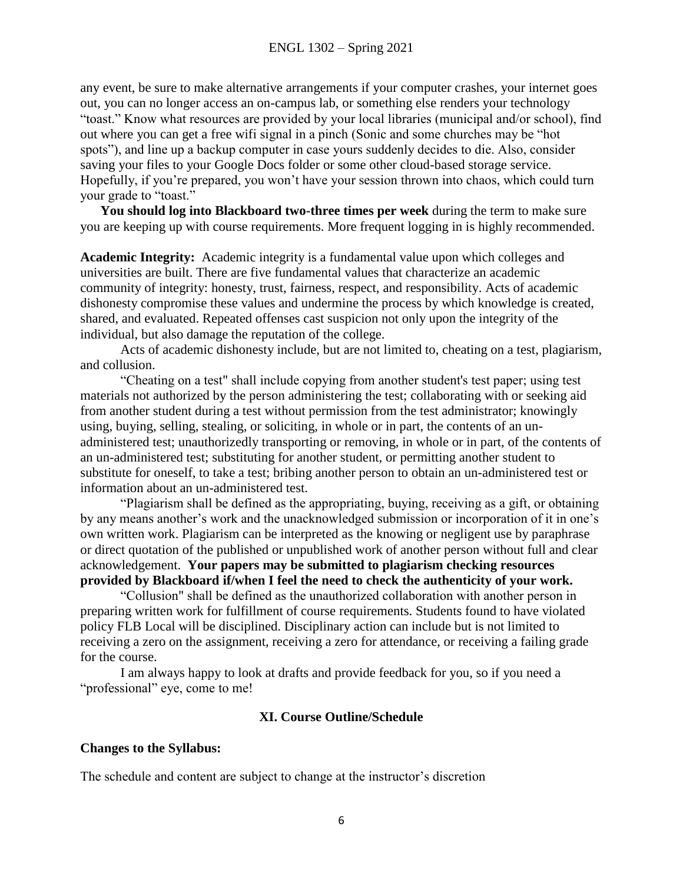any event, be sure to make alternative arrangements if your computer crashes, your internet goes out, you can no longer access an on-campus lab, or something else renders your technology "toast." Know what resources are provided by your local libraries (municipal and/or school), find out where you can get a free wifi signal in a pinch (Sonic and some churches may be "hot spots"), and line up a backup computer in case yours suddenly decides to die. Also, consider saving your files to your Google Docs folder or some other cloud-based storage service. Hopefully, if you're prepared, you won't have your session thrown into chaos, which could turn your grade to "toast."

**You should log into Blackboard two-three times per week** during the term to make sure you are keeping up with course requirements. More frequent logging in is highly recommended.

**Academic Integrity:** Academic integrity is a fundamental value upon which colleges and universities are built. There are five fundamental values that characterize an academic community of integrity: honesty, trust, fairness, respect, and responsibility. Acts of academic dishonesty compromise these values and undermine the process by which knowledge is created, shared, and evaluated. Repeated offenses cast suspicion not only upon the integrity of the individual, but also damage the reputation of the college.

Acts of academic dishonesty include, but are not limited to, cheating on a test, plagiarism, and collusion.

"Cheating on a test" shall include copying from another student's test paper; using test materials not authorized by the person administering the test; collaborating with or seeking aid from another student during a test without permission from the test administrator; knowingly using, buying, selling, stealing, or soliciting, in whole or in part, the contents of an un-administered test; unauthorizedly transporting or removing, in whole or in part, of the contents of an un-administered test; substituting for another student, or permitting another student to substitute for oneself, to take a test; bribing another person to obtain an un-administered test or information about an un-administered test.

"Plagiarism shall be defined as the appropriating, buying, receiving as a gift, or obtaining by any means another's work and the unacknowledged submission or incorporation of it in one's own written work. Plagiarism can be interpreted as the knowing or negligent use by paraphrase or direct quotation of the published or unpublished work of another person without full and clear acknowledgement. **Your papers may be submitted to plagiarism checking resources provided by Blackboard if/when I feel the need to check the authenticity of your work.**

"Collusion" shall be defined as the unauthorized collaboration with another person in preparing written work for fulfillment of course requirements. Students found to have violated policy FLB Local will be disciplined. Disciplinary action can include but is not limited to receiving a zero on the assignment, receiving a zero for attendance, or receiving a failing grade for the course.

I am always happy to look at drafts and provide feedback for you, so if you need a "professional" eye, come to me!

## XI. Course Outline/Schedule

**Changes to the Syllabus:**

The schedule and content are subject to change at the instructor's discretion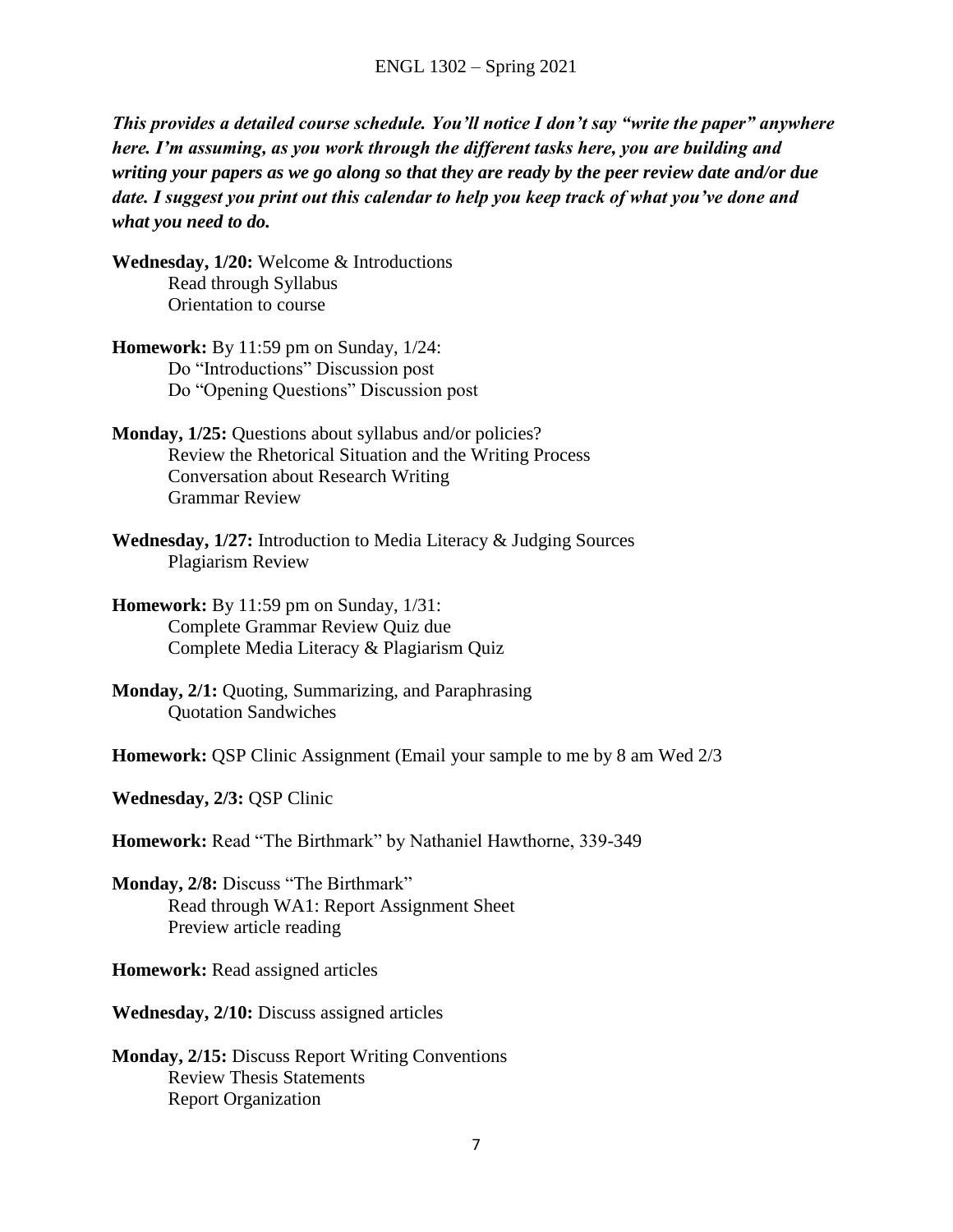***This provides a detailed course schedule. You'll notice I don't say "write the paper" anywhere here. I'm assuming, as you work through the different tasks here, you are building and writing your papers as we go along so that they are ready by the peer review date and/or due date. I suggest you print out this calendar to help you keep track of what you've done and what you need to do.***

**Wednesday, 1/20:** Welcome & Introductions
Read through Syllabus
Orientation to course

**Homework:** By 11:59 pm on Sunday, 1/24:
Do "Introductions" Discussion post
Do "Opening Questions" Discussion post

**Monday, 1/25:** Questions about syllabus and/or policies?
Review the Rhetorical Situation and the Writing Process
Conversation about Research Writing
Grammar Review

**Wednesday, 1/27:** Introduction to Media Literacy & Judging Sources
Plagiarism Review

**Homework:** By 11:59 pm on Sunday, 1/31:
Complete Grammar Review Quiz due
Complete Media Literacy & Plagiarism Quiz

**Monday, 2/1:** Quoting, Summarizing, and Paraphrasing
Quotation Sandwiches

**Homework:** QSP Clinic Assignment (Email your sample to me by 8 am Wed 2/3

**Wednesday, 2/3:** QSP Clinic

**Homework:** Read "The Birthmark" by Nathaniel Hawthorne, 339-349

**Monday, 2/8:** Discuss "The Birthmark"
Read through WA1: Report Assignment Sheet
Preview article reading

**Homework:** Read assigned articles

**Wednesday, 2/10:** Discuss assigned articles

**Monday, 2/15:** Discuss Report Writing Conventions
Review Thesis Statements
Report Organization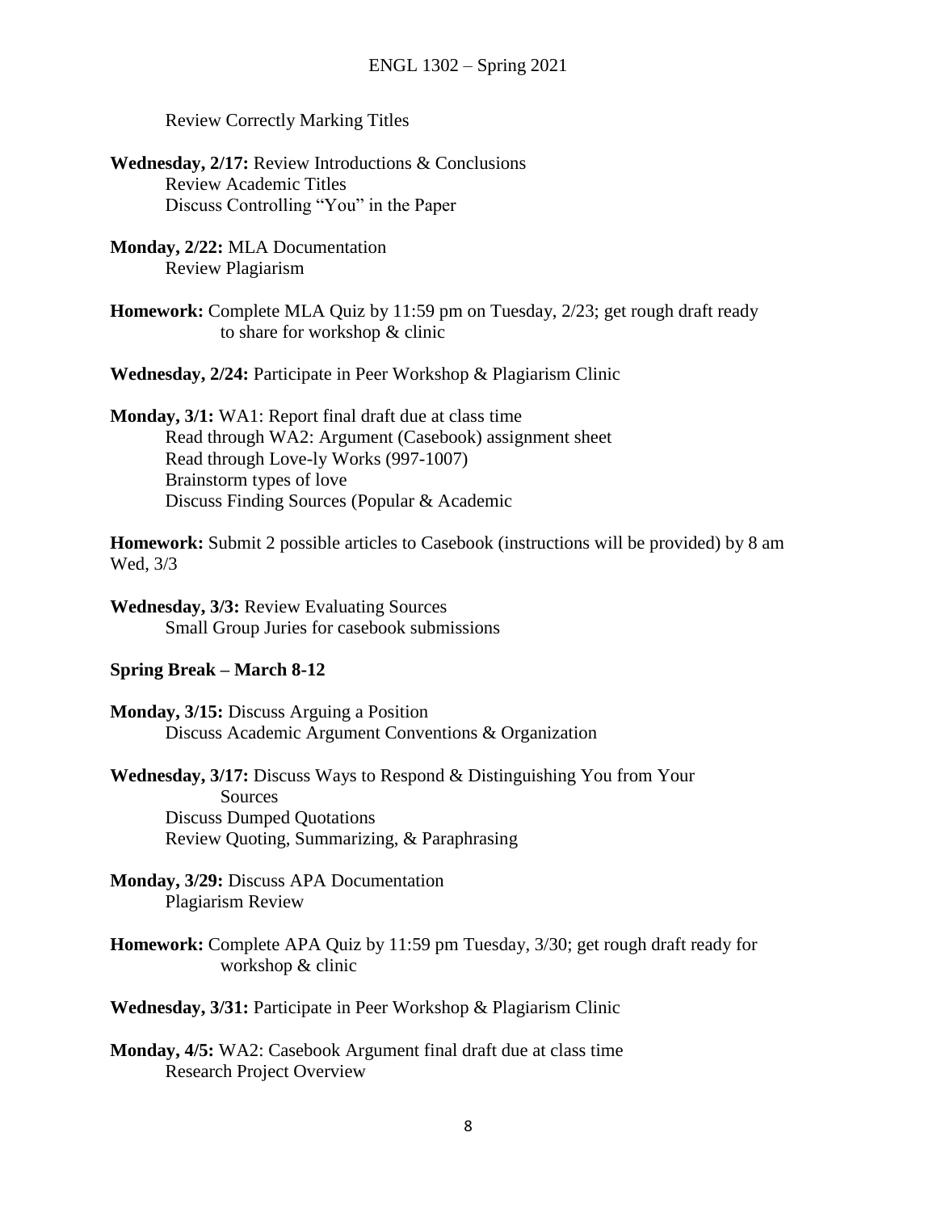Review Correctly Marking Titles

**Wednesday, 2/17:** Review Introductions & Conclusions
Review Academic Titles
Discuss Controlling "You" in the Paper

**Monday, 2/22:** MLA Documentation
Review Plagiarism

**Homework:** Complete MLA Quiz by 11:59 pm on Tuesday, 2/23; get rough draft ready to share for workshop & clinic

**Wednesday, 2/24:** Participate in Peer Workshop & Plagiarism Clinic

**Monday, 3/1:** WA1: Report final draft due at class time
Read through WA2: Argument (Casebook) assignment sheet
Read through Love-ly Works (997-1007)
Brainstorm types of love
Discuss Finding Sources (Popular & Academic

**Homework:** Submit 2 possible articles to Casebook (instructions will be provided) by 8 am Wed, 3/3

**Wednesday, 3/3:** Review Evaluating Sources
Small Group Juries for casebook submissions

**Spring Break – March 8-12**

**Monday, 3/15:** Discuss Arguing a Position
Discuss Academic Argument Conventions & Organization

**Wednesday, 3/17:** Discuss Ways to Respond & Distinguishing You from Your Sources
Discuss Dumped Quotations
Review Quoting, Summarizing, & Paraphrasing

**Monday, 3/29:** Discuss APA Documentation
Plagiarism Review

**Homework:** Complete APA Quiz by 11:59 pm Tuesday, 3/30; get rough draft ready for workshop & clinic

**Wednesday, 3/31:** Participate in Peer Workshop & Plagiarism Clinic

**Monday, 4/5:** WA2: Casebook Argument final draft due at class time
Research Project Overview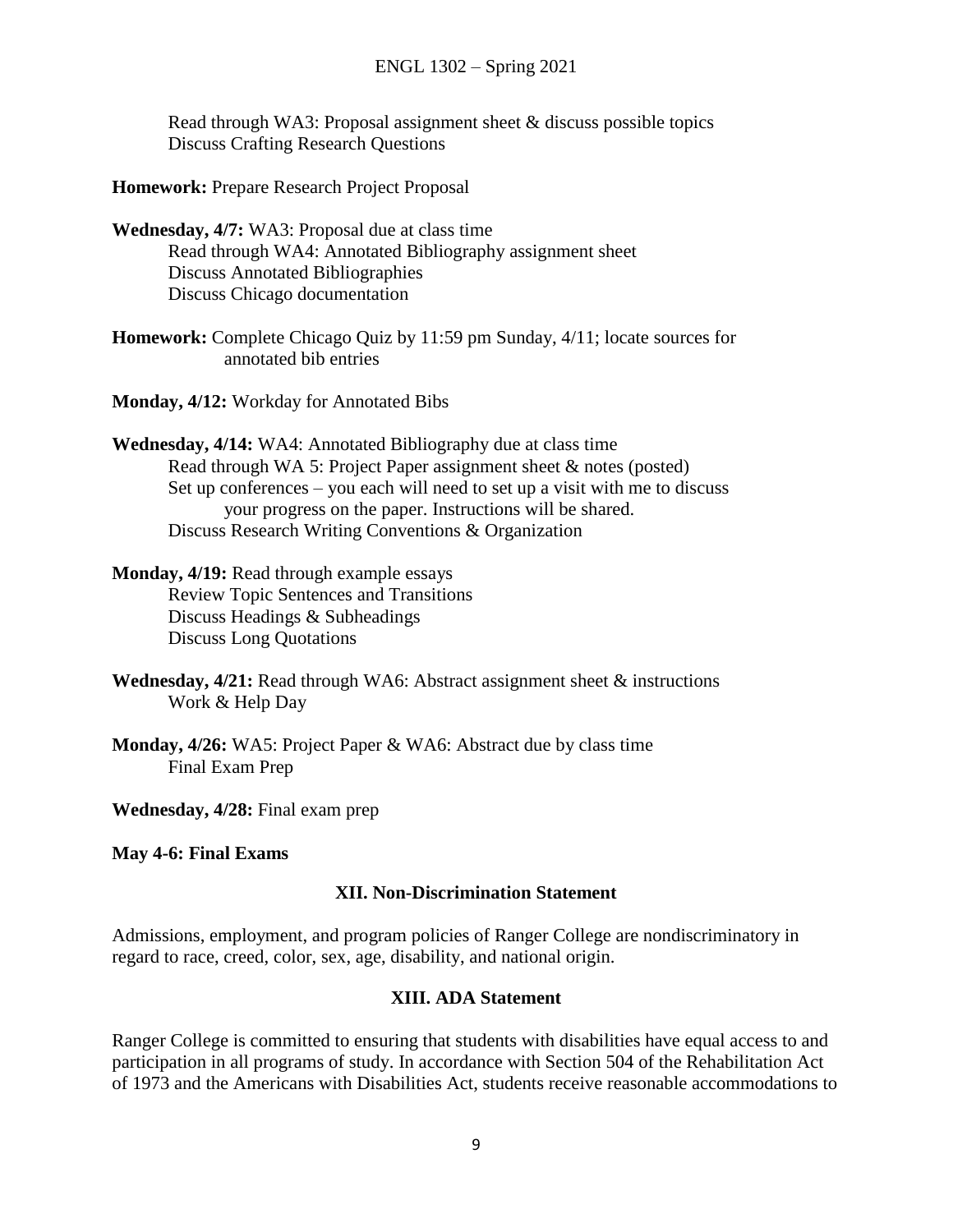Read through WA3: Proposal assignment sheet & discuss possible topics
Discuss Crafting Research Questions

**Homework:** Prepare Research Project Proposal

**Wednesday, 4/7:** WA3: Proposal due at class time
Read through WA4: Annotated Bibliography assignment sheet
Discuss Annotated Bibliographies
Discuss Chicago documentation

**Homework:** Complete Chicago Quiz by 11:59 pm Sunday, 4/11; locate sources for annotated bib entries

**Monday, 4/12:** Workday for Annotated Bibs

**Wednesday, 4/14:** WA4: Annotated Bibliography due at class time
Read through WA 5: Project Paper assignment sheet & notes (posted)
Set up conferences – you each will need to set up a visit with me to discuss your progress on the paper. Instructions will be shared.
Discuss Research Writing Conventions & Organization

**Monday, 4/19:** Read through example essays
Review Topic Sentences and Transitions
Discuss Headings & Subheadings
Discuss Long Quotations

**Wednesday, 4/21:** Read through WA6: Abstract assignment sheet & instructions
Work & Help Day

**Monday, 4/26:** WA5: Project Paper & WA6: Abstract due by class time
Final Exam Prep

**Wednesday, 4/28:** Final exam prep

**May 4-6: Final Exams**

## XII. Non-Discrimination Statement

Admissions, employment, and program policies of Ranger College are nondiscriminatory in regard to race, creed, color, sex, age, disability, and national origin.

## XIII. ADA Statement

Ranger College is committed to ensuring that students with disabilities have equal access to and participation in all programs of study. In accordance with Section 504 of the Rehabilitation Act of 1973 and the Americans with Disabilities Act, students receive reasonable accommodations to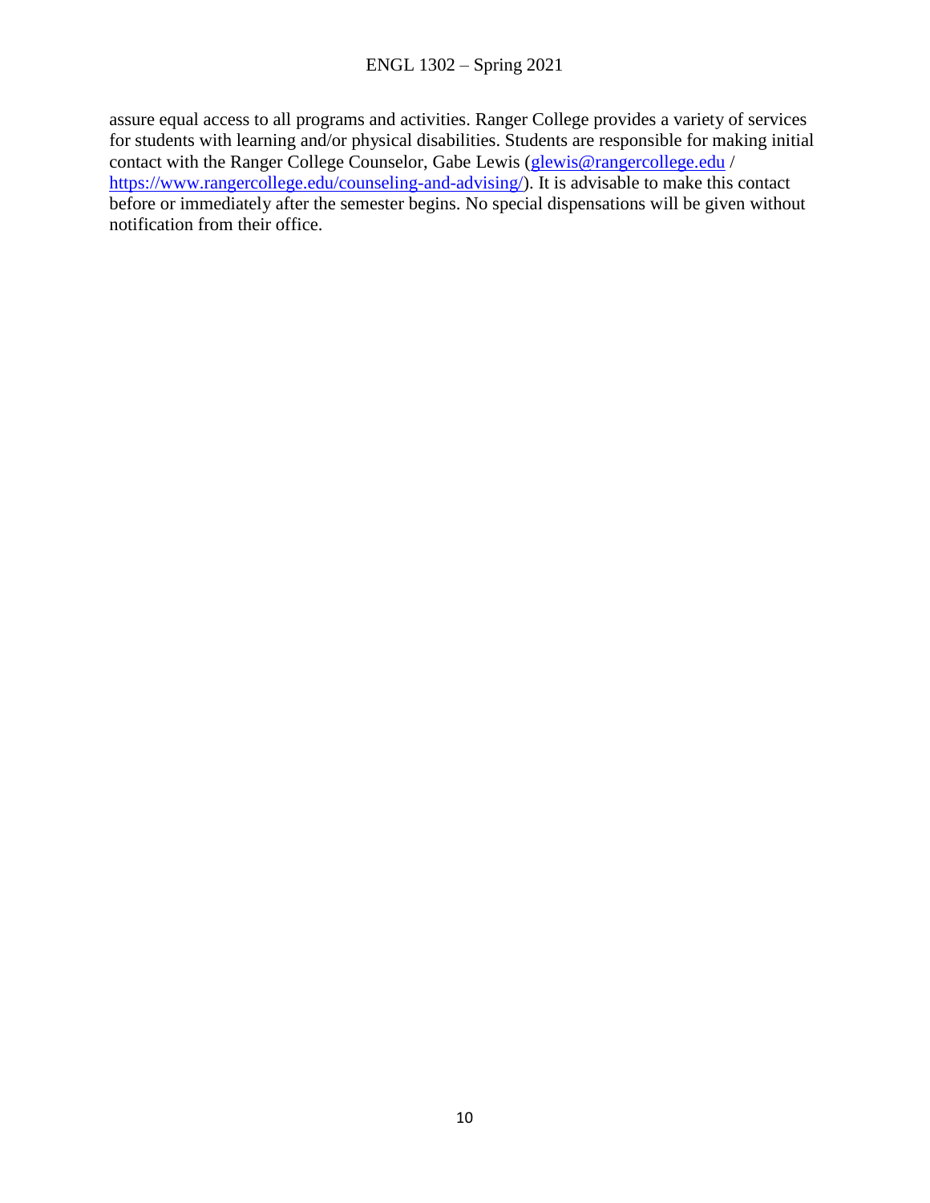assure equal access to all programs and activities. Ranger College provides a variety of services for students with learning and/or physical disabilities. Students are responsible for making initial contact with the Ranger College Counselor, Gabe Lewis (glewis@rangercollege.edu / https://www.rangercollege.edu/counseling-and-advising/). It is advisable to make this contact before or immediately after the semester begins. No special dispensations will be given without notification from their office.